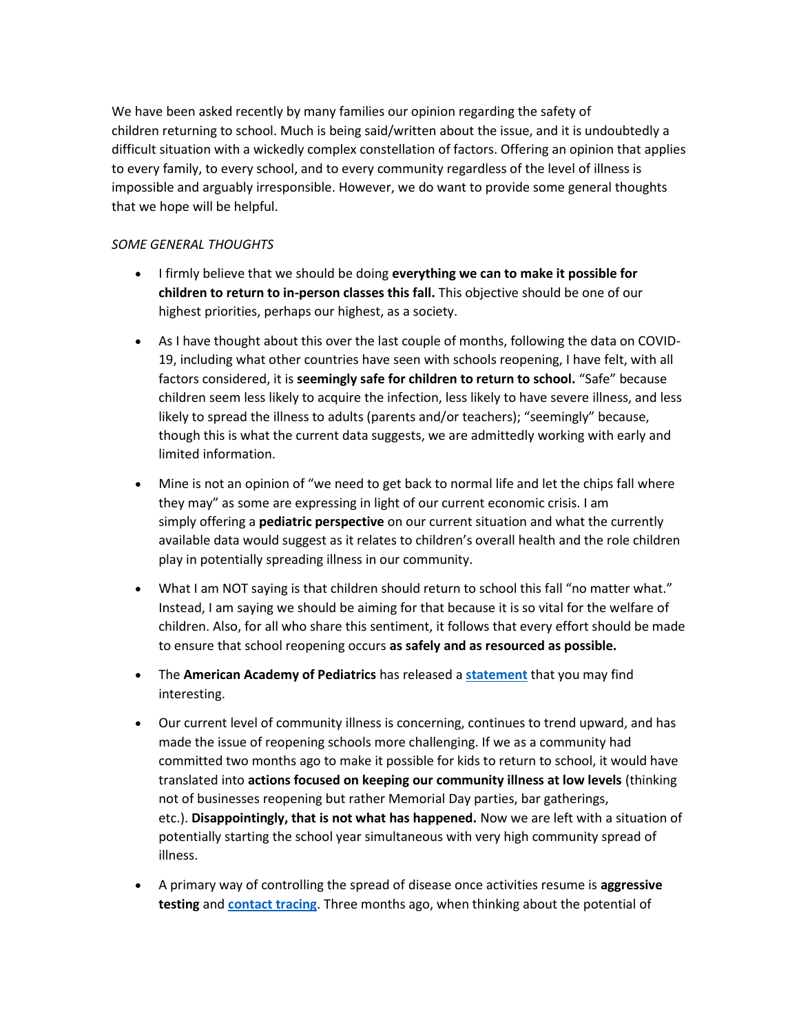We have been asked recently by many families our opinion regarding the safety of children returning to school. Much is being said/written about the issue, and it is undoubtedly a difficult situation with a wickedly complex constellation of factors. Offering an opinion that applies to every family, to every school, and to every community regardless of the level of illness is impossible and arguably irresponsible. However, we do want to provide some general thoughts that we hope will be helpful.

*SOME GENERAL THOUGHTS*

- I firmly believe that we should be doing **everything we can to make it possible for children to return to in-person classes this fall.** This objective should be one of our highest priorities, perhaps our highest, as a society.

- As I have thought about this over the last couple of months, following the data on COVID-19, including what other countries have seen with schools reopening, I have felt, with all factors considered, it is **seemingly safe for children to return to school.** "Safe" because children seem less likely to acquire the infection, less likely to have severe illness, and less likely to spread the illness to adults (parents and/or teachers); "seemingly" because, though this is what the current data suggests, we are admittedly working with early and limited information.

- Mine is not an opinion of "we need to get back to normal life and let the chips fall where they may" as some are expressing in light of our current economic crisis. I am simply offering a **pediatric perspective** on our current situation and what the currently available data would suggest as it relates to children's overall health and the role children play in potentially spreading illness in our community.

- What I am NOT saying is that children should return to school this fall "no matter what." Instead, I am saying we should be aiming for that because it is so vital for the welfare of children. Also, for all who share this sentiment, it follows that every effort should be made to ensure that school reopening occurs **as safely and as resourced as possible.**

- The **American Academy of Pediatrics** has released a **statement** that you may find interesting.

- Our current level of community illness is concerning, continues to trend upward, and has made the issue of reopening schools more challenging. If we as a community had committed two months ago to make it possible for kids to return to school, it would have translated into **actions focused on keeping our community illness at low levels** (thinking not of businesses reopening but rather Memorial Day parties, bar gatherings, etc.). **Disappointingly, that is not what has happened.** Now we are left with a situation of potentially starting the school year simultaneous with very high community spread of illness.

- A primary way of controlling the spread of disease once activities resume is **aggressive testing** and **contact tracing**. Three months ago, when thinking about the potential of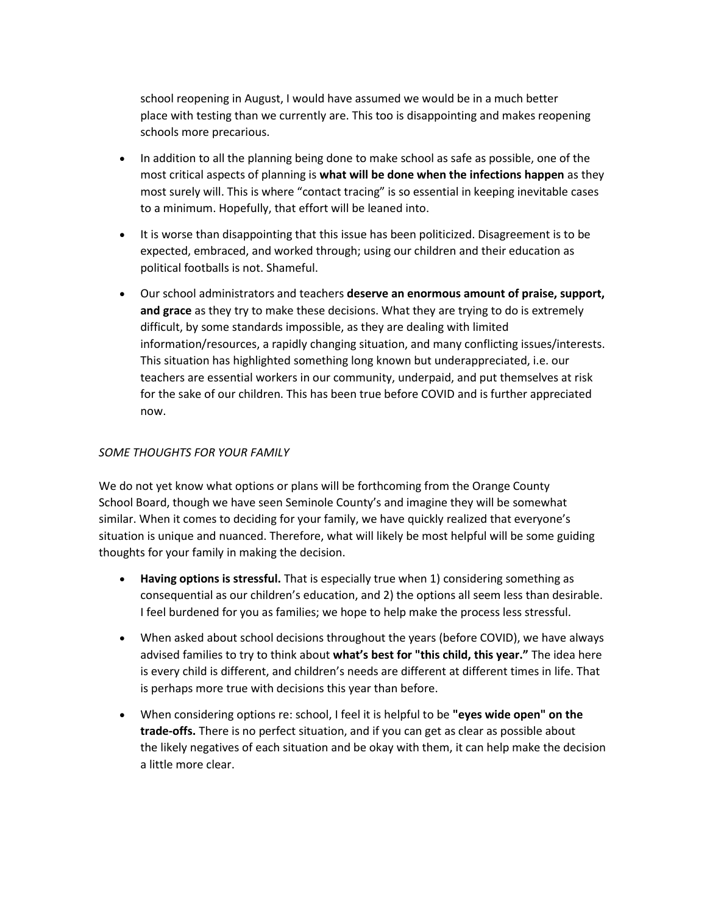school reopening in August, I would have assumed we would be in a much better place with testing than we currently are. This too is disappointing and makes reopening schools more precarious.

- In addition to all the planning being done to make school as safe as possible, one of the most critical aspects of planning is **what will be done when the infections happen** as they most surely will. This is where "contact tracing" is so essential in keeping inevitable cases to a minimum. Hopefully, that effort will be leaned into.
- It is worse than disappointing that this issue has been politicized. Disagreement is to be expected, embraced, and worked through; using our children and their education as political footballs is not. Shameful.
- Our school administrators and teachers **deserve an enormous amount of praise, support, and grace** as they try to make these decisions. What they are trying to do is extremely difficult, by some standards impossible, as they are dealing with limited information/resources, a rapidly changing situation, and many conflicting issues/interests. This situation has highlighted something long known but underappreciated, i.e. our teachers are essential workers in our community, underpaid, and put themselves at risk for the sake of our children. This has been true before COVID and is further appreciated now.

*SOME THOUGHTS FOR YOUR FAMILY*

We do not yet know what options or plans will be forthcoming from the Orange County School Board, though we have seen Seminole County's and imagine they will be somewhat similar. When it comes to deciding for your family, we have quickly realized that everyone's situation is unique and nuanced. Therefore, what will likely be most helpful will be some guiding thoughts for your family in making the decision.

- **Having options is stressful.** That is especially true when 1) considering something as consequential as our children's education, and 2) the options all seem less than desirable. I feel burdened for you as families; we hope to help make the process less stressful.
- When asked about school decisions throughout the years (before COVID), we have always advised families to try to think about **what's best for "this child, this year."** The idea here is every child is different, and children's needs are different at different times in life. That is perhaps more true with decisions this year than before.
- When considering options re: school, I feel it is helpful to be **"eyes wide open" on the trade-offs.** There is no perfect situation, and if you can get as clear as possible about the likely negatives of each situation and be okay with them, it can help make the decision a little more clear.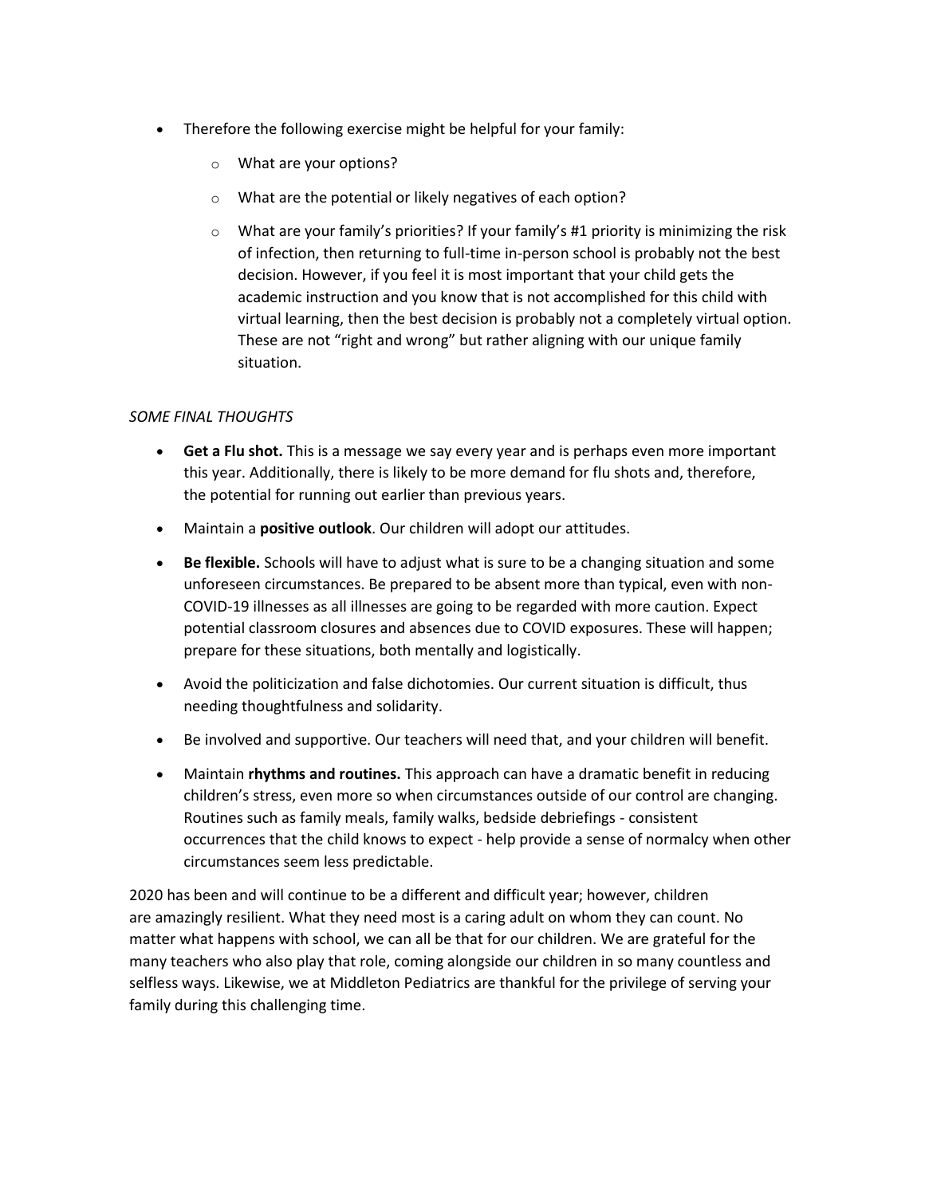- Therefore the following exercise might be helpful for your family:
  - What are your options?
  - What are the potential or likely negatives of each option?
  - What are your family's priorities? If your family's #1 priority is minimizing the risk of infection, then returning to full-time in-person school is probably not the best decision. However, if you feel it is most important that your child gets the academic instruction and you know that is not accomplished for this child with virtual learning, then the best decision is probably not a completely virtual option. These are not "right and wrong" but rather aligning with our unique family situation.

*SOME FINAL THOUGHTS*

- **Get a Flu shot.** This is a message we say every year and is perhaps even more important this year. Additionally, there is likely to be more demand for flu shots and, therefore, the potential for running out earlier than previous years.
- Maintain a **positive outlook**. Our children will adopt our attitudes.
- **Be flexible.** Schools will have to adjust what is sure to be a changing situation and some unforeseen circumstances. Be prepared to be absent more than typical, even with non-COVID-19 illnesses as all illnesses are going to be regarded with more caution. Expect potential classroom closures and absences due to COVID exposures. These will happen; prepare for these situations, both mentally and logistically.
- Avoid the politicization and false dichotomies. Our current situation is difficult, thus needing thoughtfulness and solidarity.
- Be involved and supportive. Our teachers will need that, and your children will benefit.
- Maintain **rhythms and routines.** This approach can have a dramatic benefit in reducing children's stress, even more so when circumstances outside of our control are changing. Routines such as family meals, family walks, bedside debriefings - consistent occurrences that the child knows to expect - help provide a sense of normalcy when other circumstances seem less predictable.

2020 has been and will continue to be a different and difficult year; however, children are amazingly resilient. What they need most is a caring adult on whom they can count. No matter what happens with school, we can all be that for our children. We are grateful for the many teachers who also play that role, coming alongside our children in so many countless and selfless ways. Likewise, we at Middleton Pediatrics are thankful for the privilege of serving your family during this challenging time.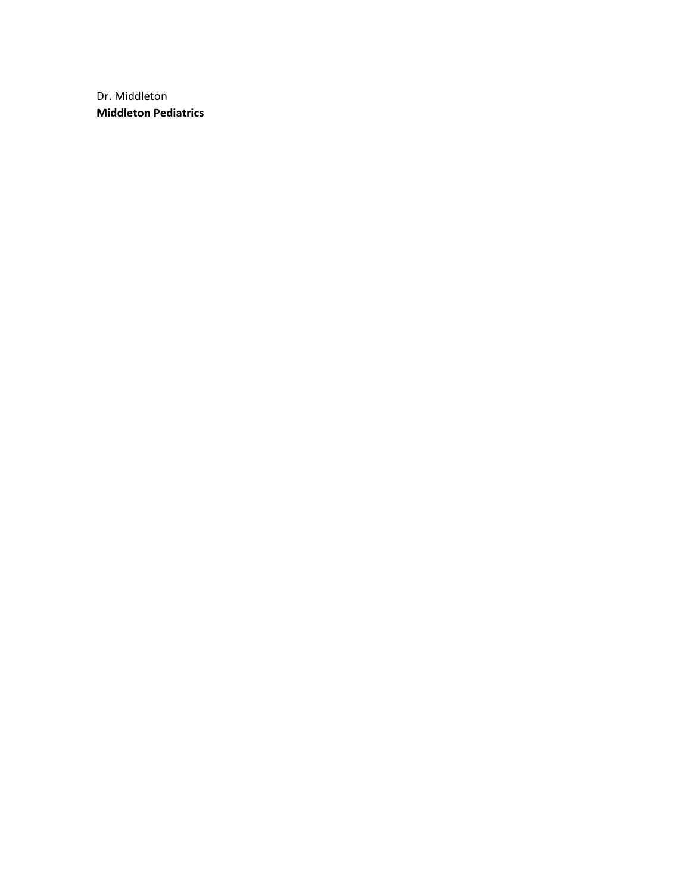Dr. Middleton
**Middleton Pediatrics**